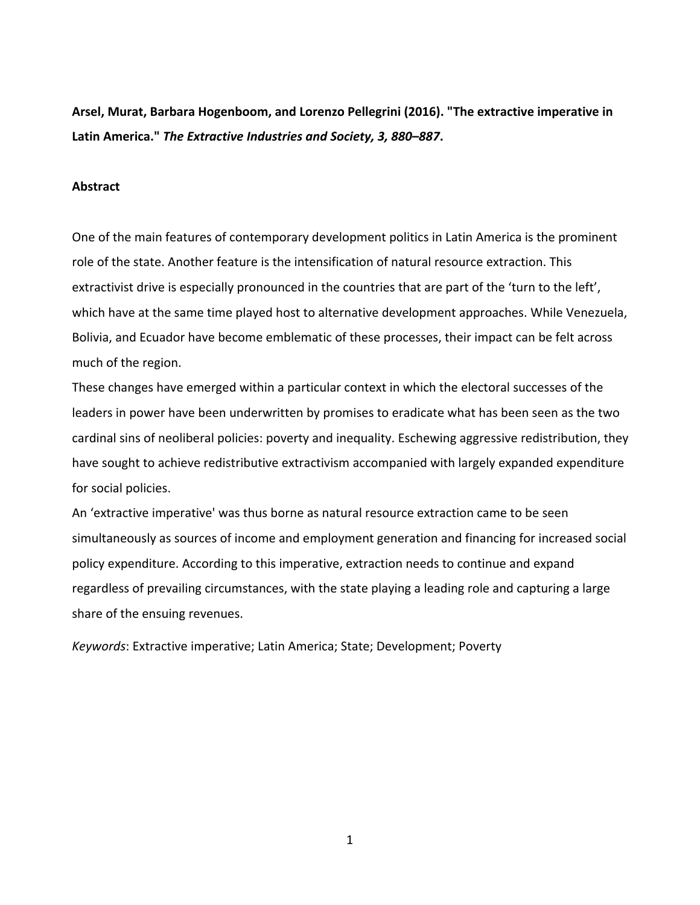**Arsel, Murat, Barbara Hogenboom, and Lorenzo Pellegrini (2016). "The extractive imperative in Latin America."** ***The Extractive Industries and Society, 3, 880–887*****.**

## Abstract

One of the main features of contemporary development politics in Latin America is the prominent role of the state. Another feature is the intensification of natural resource extraction. This extractivist drive is especially pronounced in the countries that are part of the 'turn to the left', which have at the same time played host to alternative development approaches. While Venezuela, Bolivia, and Ecuador have become emblematic of these processes, their impact can be felt across much of the region.

These changes have emerged within a particular context in which the electoral successes of the leaders in power have been underwritten by promises to eradicate what has been seen as the two cardinal sins of neoliberal policies: poverty and inequality. Eschewing aggressive redistribution, they have sought to achieve redistributive extractivism accompanied with largely expanded expenditure for social policies.

An 'extractive imperative' was thus borne as natural resource extraction came to be seen simultaneously as sources of income and employment generation and financing for increased social policy expenditure. According to this imperative, extraction needs to continue and expand regardless of prevailing circumstances, with the state playing a leading role and capturing a large share of the ensuing revenues.

*Keywords*: Extractive imperative; Latin America; State; Development; Poverty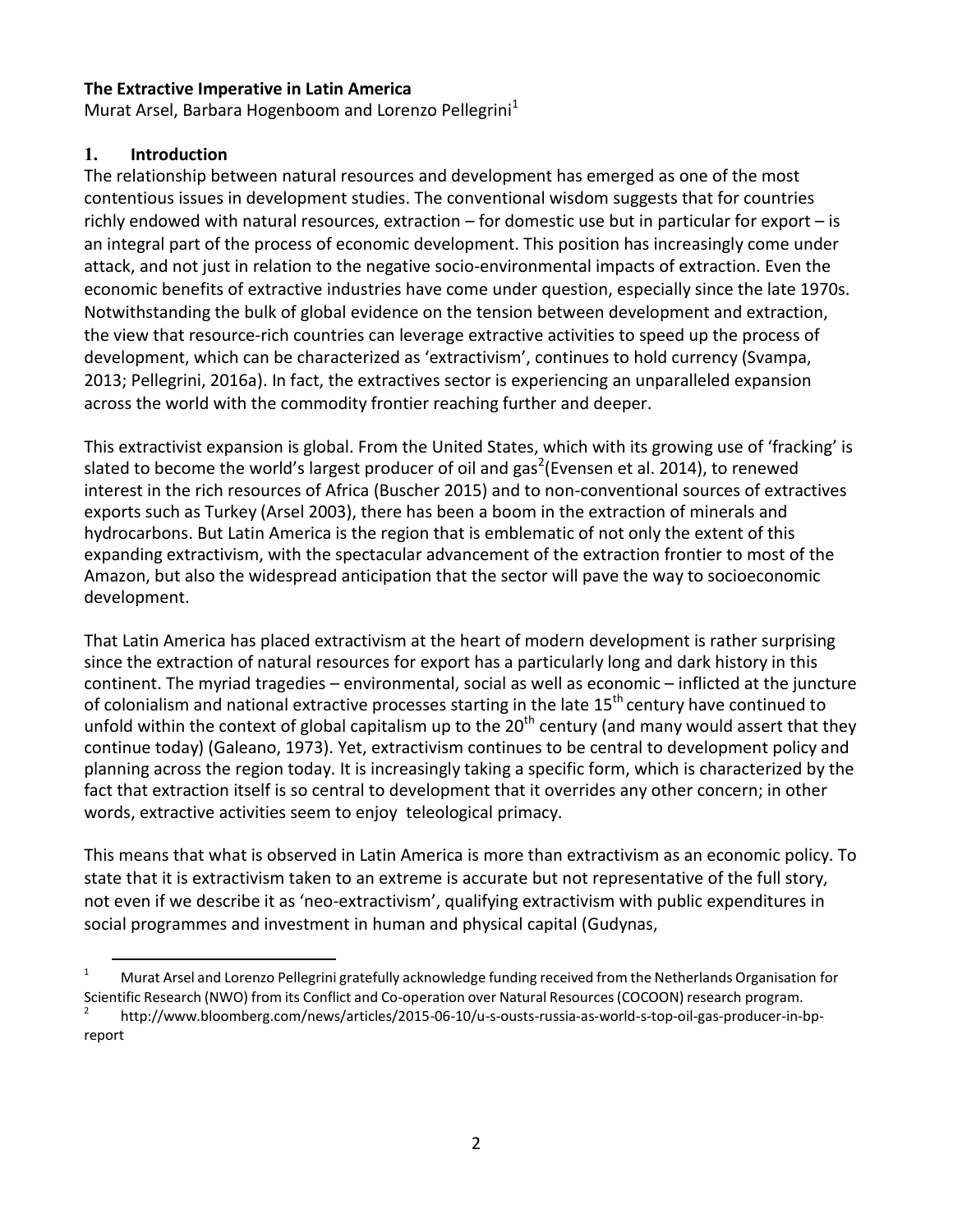**The Extractive Imperative in Latin America**

Murat Arsel, Barbara Hogenboom and Lorenzo Pellegrini[1]

## 1. Introduction

The relationship between natural resources and development has emerged as one of the most contentious issues in development studies. The conventional wisdom suggests that for countries richly endowed with natural resources, extraction – for domestic use but in particular for export – is an integral part of the process of economic development. This position has increasingly come under attack, and not just in relation to the negative socio-environmental impacts of extraction. Even the economic benefits of extractive industries have come under question, especially since the late 1970s. Notwithstanding the bulk of global evidence on the tension between development and extraction, the view that resource-rich countries can leverage extractive activities to speed up the process of development, which can be characterized as 'extractivism', continues to hold currency (Svampa, 2013; Pellegrini, 2016a). In fact, the extractives sector is experiencing an unparalleled expansion across the world with the commodity frontier reaching further and deeper.

This extractivist expansion is global. From the United States, which with its growing use of 'fracking' is slated to become the world's largest producer of oil and gas[2](Evensen et al. 2014), to renewed interest in the rich resources of Africa (Buscher 2015) and to non-conventional sources of extractives exports such as Turkey (Arsel 2003), there has been a boom in the extraction of minerals and hydrocarbons. But Latin America is the region that is emblematic of not only the extent of this expanding extractivism, with the spectacular advancement of the extraction frontier to most of the Amazon, but also the widespread anticipation that the sector will pave the way to socioeconomic development.

That Latin America has placed extractivism at the heart of modern development is rather surprising since the extraction of natural resources for export has a particularly long and dark history in this continent. The myriad tragedies – environmental, social as well as economic – inflicted at the juncture of colonialism and national extractive processes starting in the late 15th century have continued to unfold within the context of global capitalism up to the 20th century (and many would assert that they continue today) (Galeano, 1973). Yet, extractivism continues to be central to development policy and planning across the region today. It is increasingly taking a specific form, which is characterized by the fact that extraction itself is so central to development that it overrides any other concern; in other words, extractive activities seem to enjoy teleological primacy.

This means that what is observed in Latin America is more than extractivism as an economic policy. To state that it is extractivism taken to an extreme is accurate but not representative of the full story, not even if we describe it as 'neo-extractivism', qualifying extractivism with public expenditures in social programmes and investment in human and physical capital (Gudynas,

---

[1] Murat Arsel and Lorenzo Pellegrini gratefully acknowledge funding received from the Netherlands Organisation for Scientific Research (NWO) from its Conflict and Co-operation over Natural Resources (COCOON) research program.

[2] http://www.bloomberg.com/news/articles/2015-06-10/u-s-ousts-russia-as-world-s-top-oil-gas-producer-in-bp-report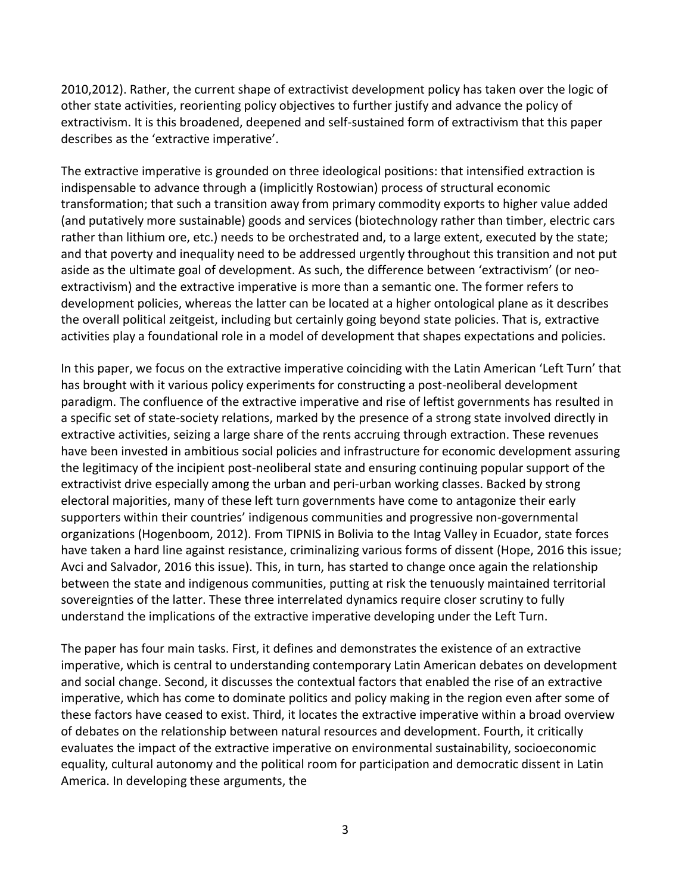2010,2012). Rather, the current shape of extractivist development policy has taken over the logic of other state activities, reorienting policy objectives to further justify and advance the policy of extractivism. It is this broadened, deepened and self-sustained form of extractivism that this paper describes as the 'extractive imperative'.

The extractive imperative is grounded on three ideological positions: that intensified extraction is indispensable to advance through a (implicitly Rostowian) process of structural economic transformation; that such a transition away from primary commodity exports to higher value added (and putatively more sustainable) goods and services (biotechnology rather than timber, electric cars rather than lithium ore, etc.) needs to be orchestrated and, to a large extent, executed by the state; and that poverty and inequality need to be addressed urgently throughout this transition and not put aside as the ultimate goal of development. As such, the difference between 'extractivism' (or neo-extractivism) and the extractive imperative is more than a semantic one. The former refers to development policies, whereas the latter can be located at a higher ontological plane as it describes the overall political zeitgeist, including but certainly going beyond state policies. That is, extractive activities play a foundational role in a model of development that shapes expectations and policies.

In this paper, we focus on the extractive imperative coinciding with the Latin American 'Left Turn' that has brought with it various policy experiments for constructing a post-neoliberal development paradigm. The confluence of the extractive imperative and rise of leftist governments has resulted in a specific set of state-society relations, marked by the presence of a strong state involved directly in extractive activities, seizing a large share of the rents accruing through extraction. These revenues have been invested in ambitious social policies and infrastructure for economic development assuring the legitimacy of the incipient post-neoliberal state and ensuring continuing popular support of the extractivist drive especially among the urban and peri-urban working classes. Backed by strong electoral majorities, many of these left turn governments have come to antagonize their early supporters within their countries' indigenous communities and progressive non-governmental organizations (Hogenboom, 2012). From TIPNIS in Bolivia to the Intag Valley in Ecuador, state forces have taken a hard line against resistance, criminalizing various forms of dissent (Hope, 2016 this issue; Avci and Salvador, 2016 this issue). This, in turn, has started to change once again the relationship between the state and indigenous communities, putting at risk the tenuously maintained territorial sovereignties of the latter. These three interrelated dynamics require closer scrutiny to fully understand the implications of the extractive imperative developing under the Left Turn.

The paper has four main tasks. First, it defines and demonstrates the existence of an extractive imperative, which is central to understanding contemporary Latin American debates on development and social change. Second, it discusses the contextual factors that enabled the rise of an extractive imperative, which has come to dominate politics and policy making in the region even after some of these factors have ceased to exist. Third, it locates the extractive imperative within a broad overview of debates on the relationship between natural resources and development. Fourth, it critically evaluates the impact of the extractive imperative on environmental sustainability, socioeconomic equality, cultural autonomy and the political room for participation and democratic dissent in Latin America. In developing these arguments, the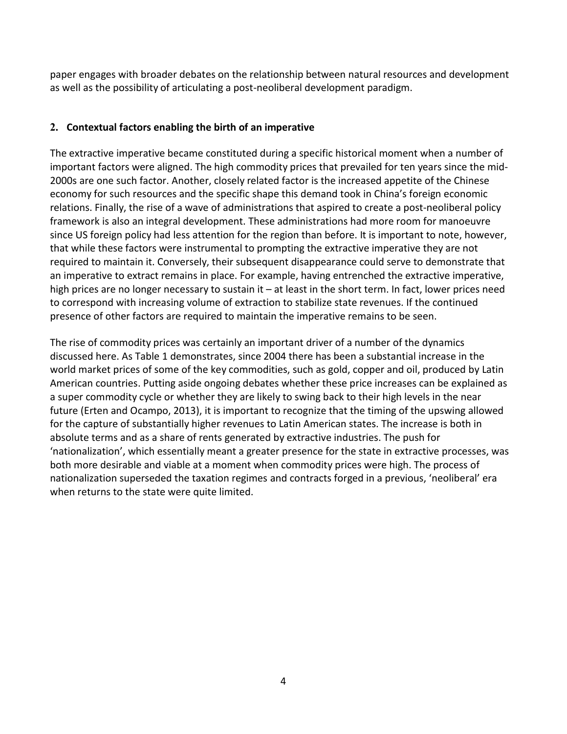paper engages with broader debates on the relationship between natural resources and development as well as the possibility of articulating a post-neoliberal development paradigm.

## 2. Contextual factors enabling the birth of an imperative

The extractive imperative became constituted during a specific historical moment when a number of important factors were aligned. The high commodity prices that prevailed for ten years since the mid-2000s are one such factor. Another, closely related factor is the increased appetite of the Chinese economy for such resources and the specific shape this demand took in China's foreign economic relations. Finally, the rise of a wave of administrations that aspired to create a post-neoliberal policy framework is also an integral development. These administrations had more room for manoeuvre since US foreign policy had less attention for the region than before. It is important to note, however, that while these factors were instrumental to prompting the extractive imperative they are not required to maintain it. Conversely, their subsequent disappearance could serve to demonstrate that an imperative to extract remains in place. For example, having entrenched the extractive imperative, high prices are no longer necessary to sustain it – at least in the short term. In fact, lower prices need to correspond with increasing volume of extraction to stabilize state revenues. If the continued presence of other factors are required to maintain the imperative remains to be seen.

The rise of commodity prices was certainly an important driver of a number of the dynamics discussed here. As Table 1 demonstrates, since 2004 there has been a substantial increase in the world market prices of some of the key commodities, such as gold, copper and oil, produced by Latin American countries. Putting aside ongoing debates whether these price increases can be explained as a super commodity cycle or whether they are likely to swing back to their high levels in the near future (Erten and Ocampo, 2013), it is important to recognize that the timing of the upswing allowed for the capture of substantially higher revenues to Latin American states. The increase is both in absolute terms and as a share of rents generated by extractive industries. The push for 'nationalization', which essentially meant a greater presence for the state in extractive processes, was both more desirable and viable at a moment when commodity prices were high. The process of nationalization superseded the taxation regimes and contracts forged in a previous, 'neoliberal' era when returns to the state were quite limited.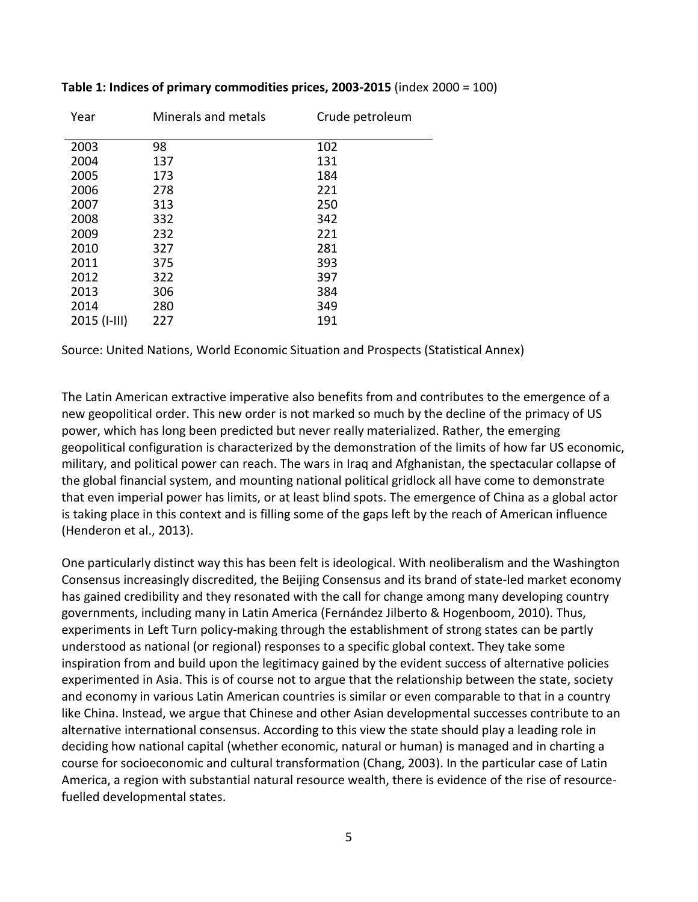**Table 1: Indices of primary commodities prices, 2003-2015** (index 2000 = 100)

| Year | Minerals and metals | Crude petroleum |
|---|---|---|
| 2003 | 98 | 102 |
| 2004 | 137 | 131 |
| 2005 | 173 | 184 |
| 2006 | 278 | 221 |
| 2007 | 313 | 250 |
| 2008 | 332 | 342 |
| 2009 | 232 | 221 |
| 2010 | 327 | 281 |
| 2011 | 375 | 393 |
| 2012 | 322 | 397 |
| 2013 | 306 | 384 |
| 2014 | 280 | 349 |
| 2015 (I-III) | 227 | 191 |

Source: United Nations, World Economic Situation and Prospects (Statistical Annex)

The Latin American extractive imperative also benefits from and contributes to the emergence of a new geopolitical order. This new order is not marked so much by the decline of the primacy of US power, which has long been predicted but never really materialized. Rather, the emerging geopolitical configuration is characterized by the demonstration of the limits of how far US economic, military, and political power can reach. The wars in Iraq and Afghanistan, the spectacular collapse of the global financial system, and mounting national political gridlock all have come to demonstrate that even imperial power has limits, or at least blind spots. The emergence of China as a global actor is taking place in this context and is filling some of the gaps left by the reach of American influence (Henderon et al., 2013).

One particularly distinct way this has been felt is ideological. With neoliberalism and the Washington Consensus increasingly discredited, the Beijing Consensus and its brand of state-led market economy has gained credibility and they resonated with the call for change among many developing country governments, including many in Latin America (Fernández Jilberto & Hogenboom, 2010). Thus, experiments in Left Turn policy-making through the establishment of strong states can be partly understood as national (or regional) responses to a specific global context. They take some inspiration from and build upon the legitimacy gained by the evident success of alternative policies experimented in Asia. This is of course not to argue that the relationship between the state, society and economy in various Latin American countries is similar or even comparable to that in a country like China. Instead, we argue that Chinese and other Asian developmental successes contribute to an alternative international consensus. According to this view the state should play a leading role in deciding how national capital (whether economic, natural or human) is managed and in charting a course for socioeconomic and cultural transformation (Chang, 2003). In the particular case of Latin America, a region with substantial natural resource wealth, there is evidence of the rise of resource-fuelled developmental states.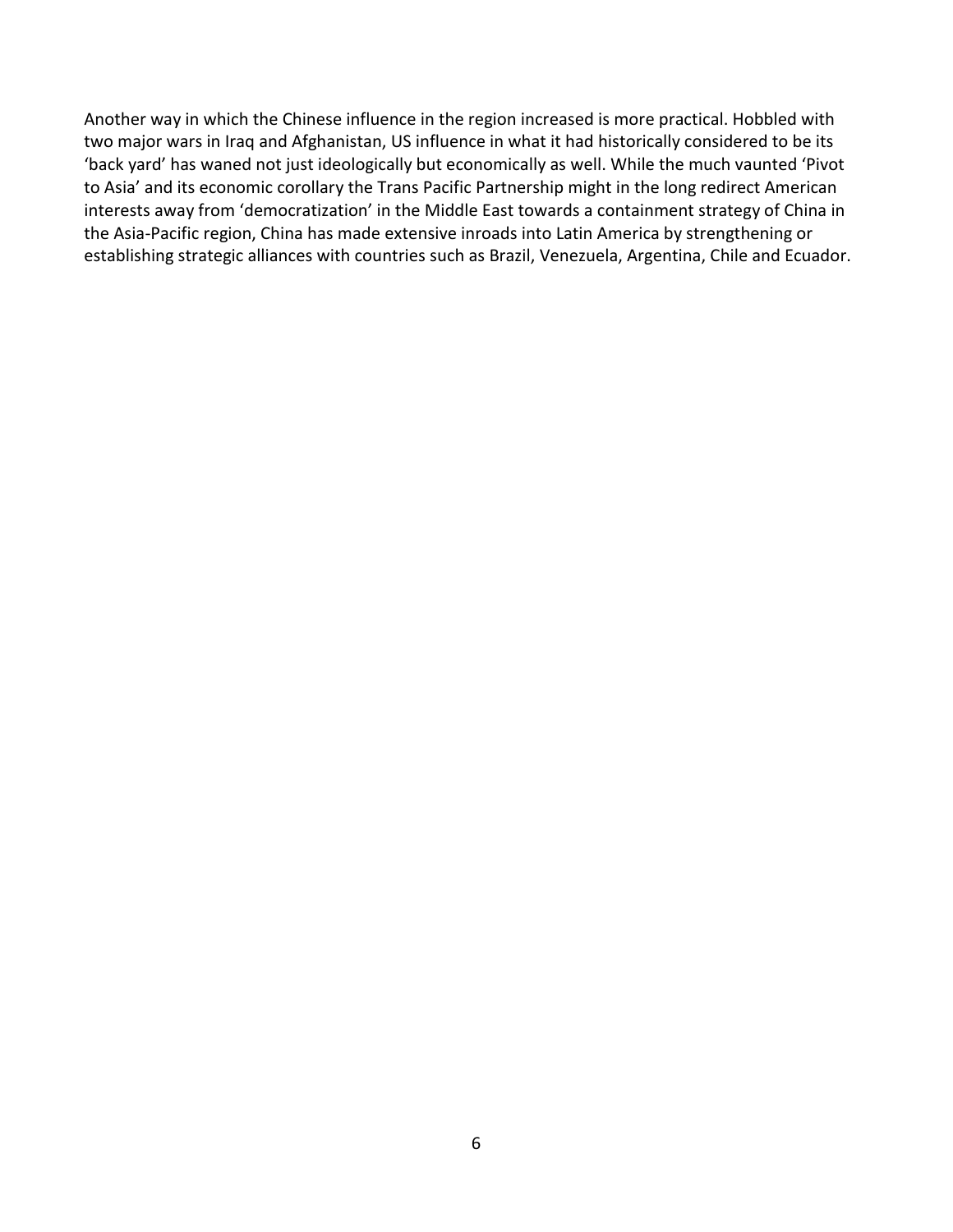Another way in which the Chinese influence in the region increased is more practical. Hobbled with two major wars in Iraq and Afghanistan, US influence in what it had historically considered to be its 'back yard' has waned not just ideologically but economically as well. While the much vaunted 'Pivot to Asia' and its economic corollary the Trans Pacific Partnership might in the long redirect American interests away from 'democratization' in the Middle East towards a containment strategy of China in the Asia-Pacific region, China has made extensive inroads into Latin America by strengthening or establishing strategic alliances with countries such as Brazil, Venezuela, Argentina, Chile and Ecuador.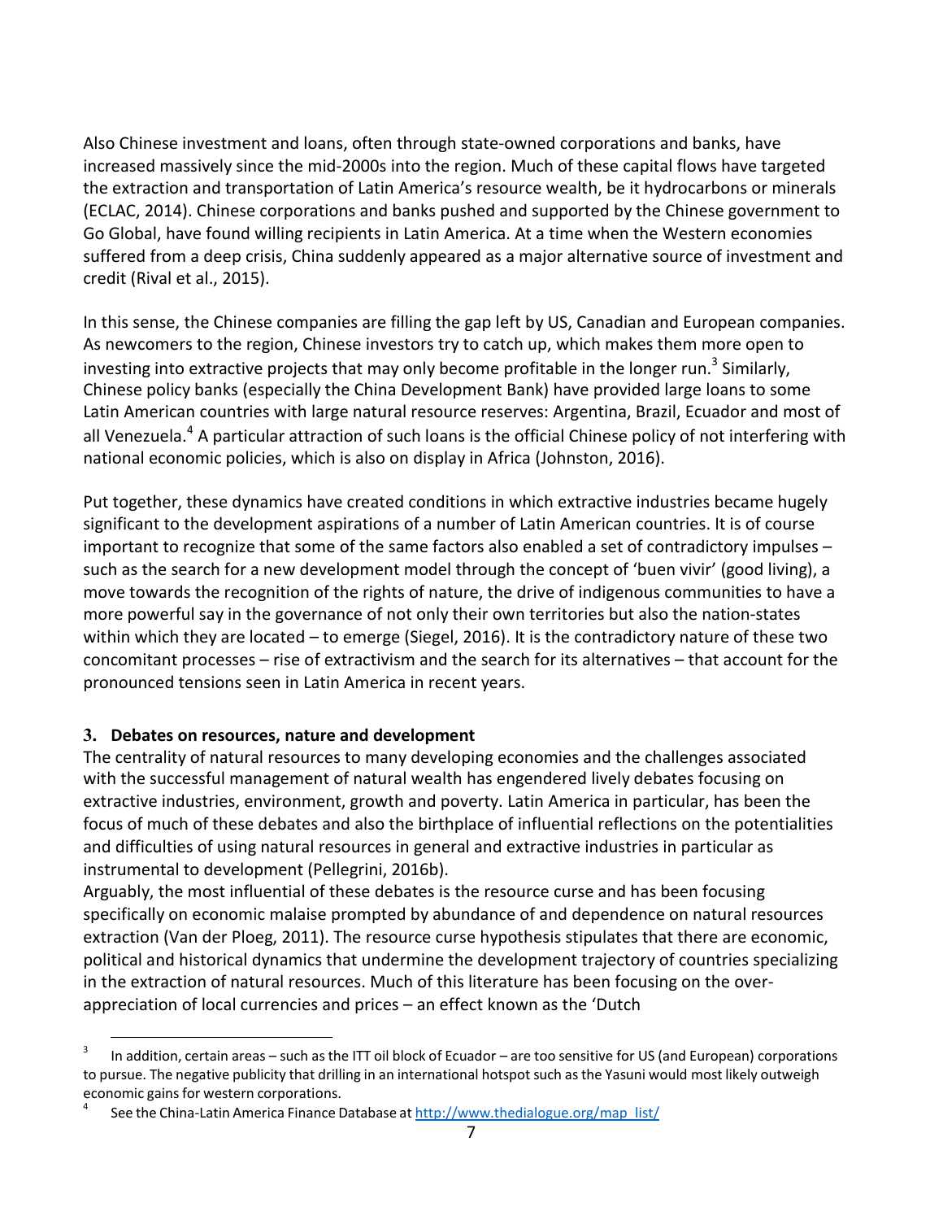Also Chinese investment and loans, often through state-owned corporations and banks, have increased massively since the mid-2000s into the region. Much of these capital flows have targeted the extraction and transportation of Latin America's resource wealth, be it hydrocarbons or minerals (ECLAC, 2014). Chinese corporations and banks pushed and supported by the Chinese government to Go Global, have found willing recipients in Latin America. At a time when the Western economies suffered from a deep crisis, China suddenly appeared as a major alternative source of investment and credit (Rival et al., 2015).

In this sense, the Chinese companies are filling the gap left by US, Canadian and European companies. As newcomers to the region, Chinese investors try to catch up, which makes them more open to investing into extractive projects that may only become profitable in the longer run.[3] Similarly, Chinese policy banks (especially the China Development Bank) have provided large loans to some Latin American countries with large natural resource reserves: Argentina, Brazil, Ecuador and most of all Venezuela.[4] A particular attraction of such loans is the official Chinese policy of not interfering with national economic policies, which is also on display in Africa (Johnston, 2016).

Put together, these dynamics have created conditions in which extractive industries became hugely significant to the development aspirations of a number of Latin American countries. It is of course important to recognize that some of the same factors also enabled a set of contradictory impulses – such as the search for a new development model through the concept of 'buen vivir' (good living), a move towards the recognition of the rights of nature, the drive of indigenous communities to have a more powerful say in the governance of not only their own territories but also the nation-states within which they are located – to emerge (Siegel, 2016). It is the contradictory nature of these two concomitant processes – rise of extractivism and the search for its alternatives – that account for the pronounced tensions seen in Latin America in recent years.

## 3. Debates on resources, nature and development

The centrality of natural resources to many developing economies and the challenges associated with the successful management of natural wealth has engendered lively debates focusing on extractive industries, environment, growth and poverty. Latin America in particular, has been the focus of much of these debates and also the birthplace of influential reflections on the potentialities and difficulties of using natural resources in general and extractive industries in particular as instrumental to development (Pellegrini, 2016b).

Arguably, the most influential of these debates is the resource curse and has been focusing specifically on economic malaise prompted by abundance of and dependence on natural resources extraction (Van der Ploeg, 2011). The resource curse hypothesis stipulates that there are economic, political and historical dynamics that undermine the development trajectory of countries specializing in the extraction of natural resources. Much of this literature has been focusing on the over-appreciation of local currencies and prices – an effect known as the 'Dutch

---

[3] In addition, certain areas – such as the ITT oil block of Ecuador – are too sensitive for US (and European) corporations to pursue. The negative publicity that drilling in an international hotspot such as the Yasuni would most likely outweigh economic gains for western corporations.

[4] See the China-Latin America Finance Database at http://www.thedialogue.org/map_list/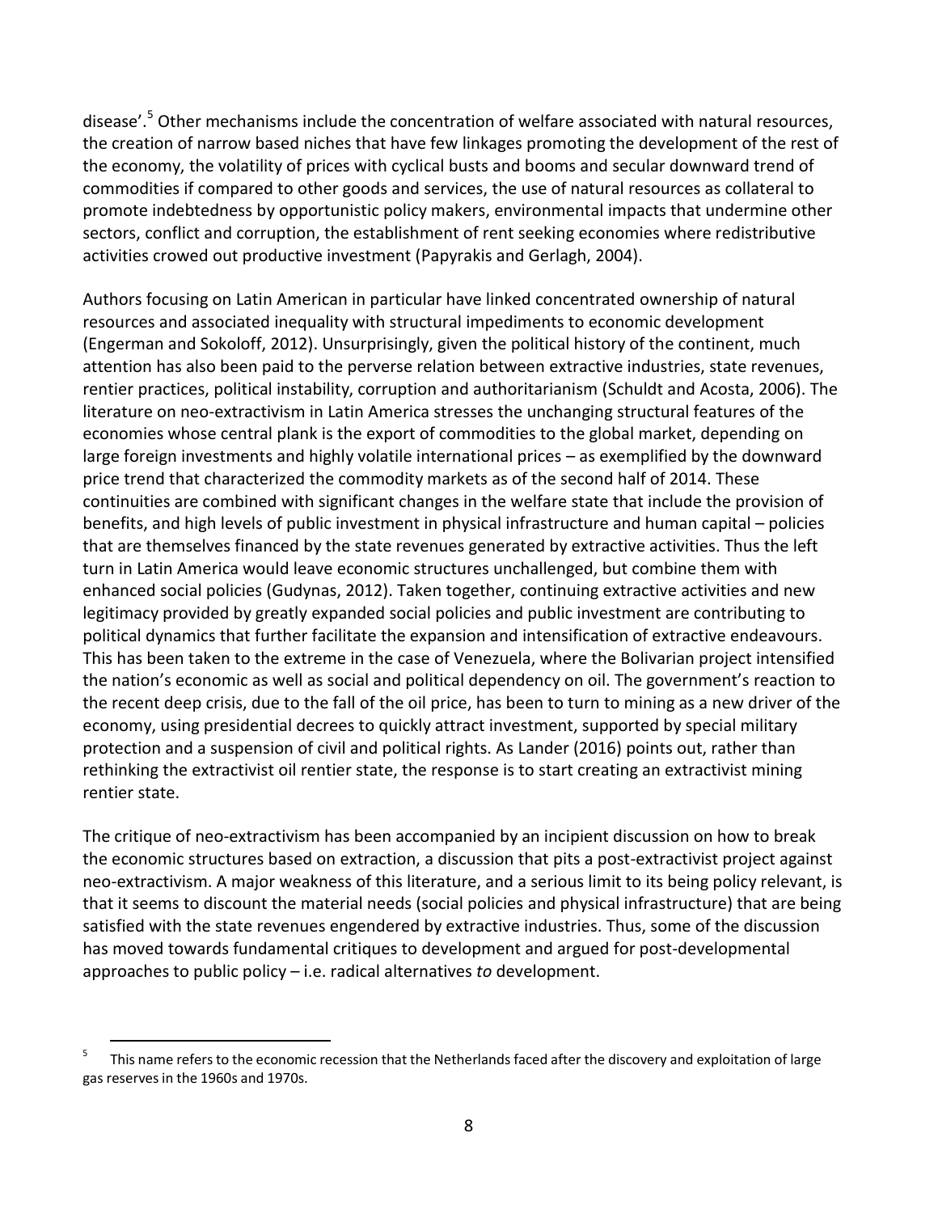disease'.[5] Other mechanisms include the concentration of welfare associated with natural resources, the creation of narrow based niches that have few linkages promoting the development of the rest of the economy, the volatility of prices with cyclical busts and booms and secular downward trend of commodities if compared to other goods and services, the use of natural resources as collateral to promote indebtedness by opportunistic policy makers, environmental impacts that undermine other sectors, conflict and corruption, the establishment of rent seeking economies where redistributive activities crowed out productive investment (Papyrakis and Gerlagh, 2004).

Authors focusing on Latin American in particular have linked concentrated ownership of natural resources and associated inequality with structural impediments to economic development (Engerman and Sokoloff, 2012). Unsurprisingly, given the political history of the continent, much attention has also been paid to the perverse relation between extractive industries, state revenues, rentier practices, political instability, corruption and authoritarianism (Schuldt and Acosta, 2006). The literature on neo-extractivism in Latin America stresses the unchanging structural features of the economies whose central plank is the export of commodities to the global market, depending on large foreign investments and highly volatile international prices – as exemplified by the downward price trend that characterized the commodity markets as of the second half of 2014. These continuities are combined with significant changes in the welfare state that include the provision of benefits, and high levels of public investment in physical infrastructure and human capital – policies that are themselves financed by the state revenues generated by extractive activities. Thus the left turn in Latin America would leave economic structures unchallenged, but combine them with enhanced social policies (Gudynas, 2012). Taken together, continuing extractive activities and new legitimacy provided by greatly expanded social policies and public investment are contributing to political dynamics that further facilitate the expansion and intensification of extractive endeavours. This has been taken to the extreme in the case of Venezuela, where the Bolivarian project intensified the nation's economic as well as social and political dependency on oil. The government's reaction to the recent deep crisis, due to the fall of the oil price, has been to turn to mining as a new driver of the economy, using presidential decrees to quickly attract investment, supported by special military protection and a suspension of civil and political rights. As Lander (2016) points out, rather than rethinking the extractivist oil rentier state, the response is to start creating an extractivist mining rentier state.

The critique of neo-extractivism has been accompanied by an incipient discussion on how to break the economic structures based on extraction, a discussion that pits a post-extractivist project against neo-extractivism. A major weakness of this literature, and a serious limit to its being policy relevant, is that it seems to discount the material needs (social policies and physical infrastructure) that are being satisfied with the state revenues engendered by extractive industries. Thus, some of the discussion has moved towards fundamental critiques to development and argued for post-developmental approaches to public policy – i.e. radical alternatives *to* development.

[5] This name refers to the economic recession that the Netherlands faced after the discovery and exploitation of large gas reserves in the 1960s and 1970s.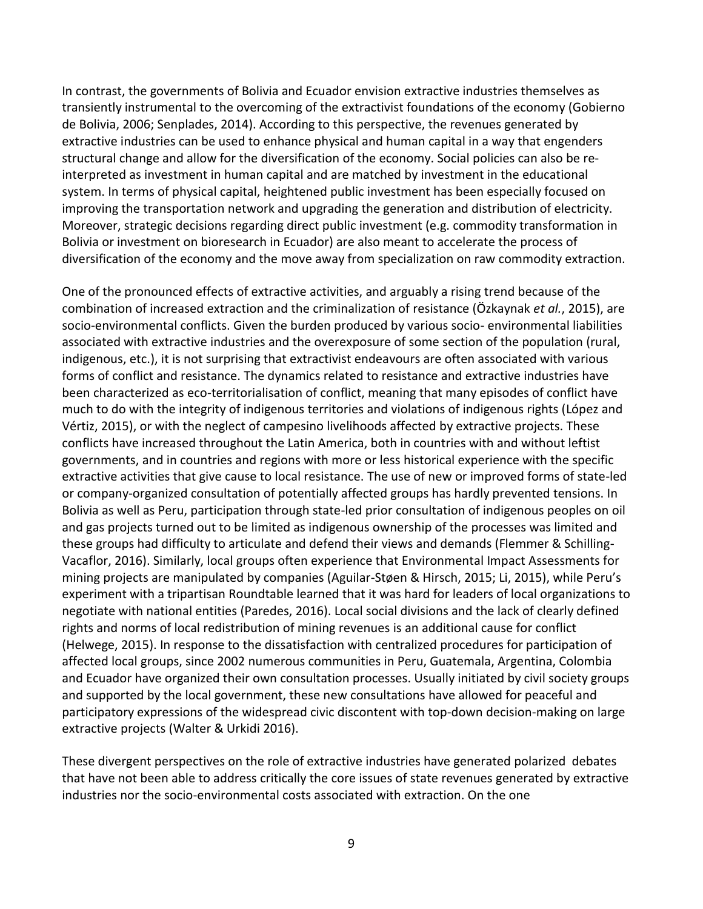In contrast, the governments of Bolivia and Ecuador envision extractive industries themselves as transiently instrumental to the overcoming of the extractivist foundations of the economy (Gobierno de Bolivia, 2006; Senplades, 2014). According to this perspective, the revenues generated by extractive industries can be used to enhance physical and human capital in a way that engenders structural change and allow for the diversification of the economy. Social policies can also be re-interpreted as investment in human capital and are matched by investment in the educational system. In terms of physical capital, heightened public investment has been especially focused on improving the transportation network and upgrading the generation and distribution of electricity. Moreover, strategic decisions regarding direct public investment (e.g. commodity transformation in Bolivia or investment on bioresearch in Ecuador) are also meant to accelerate the process of diversification of the economy and the move away from specialization on raw commodity extraction.

One of the pronounced effects of extractive activities, and arguably a rising trend because of the combination of increased extraction and the criminalization of resistance (Özkaynak *et al.*, 2015), are socio-environmental conflicts. Given the burden produced by various socio- environmental liabilities associated with extractive industries and the overexposure of some section of the population (rural, indigenous, etc.), it is not surprising that extractivist endeavours are often associated with various forms of conflict and resistance. The dynamics related to resistance and extractive industries have been characterized as eco-territorialisation of conflict, meaning that many episodes of conflict have much to do with the integrity of indigenous territories and violations of indigenous rights (López and Vértiz, 2015), or with the neglect of campesino livelihoods affected by extractive projects. These conflicts have increased throughout the Latin America, both in countries with and without leftist governments, and in countries and regions with more or less historical experience with the specific extractive activities that give cause to local resistance. The use of new or improved forms of state-led or company-organized consultation of potentially affected groups has hardly prevented tensions. In Bolivia as well as Peru, participation through state-led prior consultation of indigenous peoples on oil and gas projects turned out to be limited as indigenous ownership of the processes was limited and these groups had difficulty to articulate and defend their views and demands (Flemmer & Schilling-Vacaflor, 2016). Similarly, local groups often experience that Environmental Impact Assessments for mining projects are manipulated by companies (Aguilar-Støen & Hirsch, 2015; Li, 2015), while Peru's experiment with a tripartisan Roundtable learned that it was hard for leaders of local organizations to negotiate with national entities (Paredes, 2016). Local social divisions and the lack of clearly defined rights and norms of local redistribution of mining revenues is an additional cause for conflict (Helwege, 2015). In response to the dissatisfaction with centralized procedures for participation of affected local groups, since 2002 numerous communities in Peru, Guatemala, Argentina, Colombia and Ecuador have organized their own consultation processes. Usually initiated by civil society groups and supported by the local government, these new consultations have allowed for peaceful and participatory expressions of the widespread civic discontent with top-down decision-making on large extractive projects (Walter & Urkidi 2016).

These divergent perspectives on the role of extractive industries have generated polarized debates that have not been able to address critically the core issues of state revenues generated by extractive industries nor the socio-environmental costs associated with extraction. On the one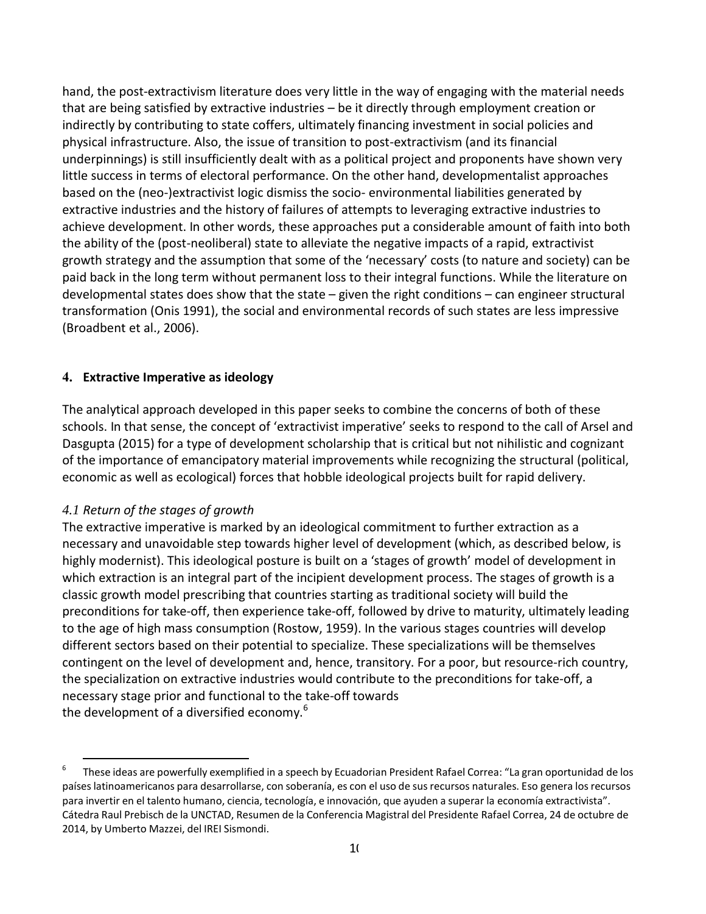hand, the post-extractivism literature does very little in the way of engaging with the material needs that are being satisfied by extractive industries – be it directly through employment creation or indirectly by contributing to state coffers, ultimately financing investment in social policies and physical infrastructure. Also, the issue of transition to post-extractivism (and its financial underpinnings) is still insufficiently dealt with as a political project and proponents have shown very little success in terms of electoral performance. On the other hand, developmentalist approaches based on the (neo-)extractivist logic dismiss the socio- environmental liabilities generated by extractive industries and the history of failures of attempts to leveraging extractive industries to achieve development. In other words, these approaches put a considerable amount of faith into both the ability of the (post-neoliberal) state to alleviate the negative impacts of a rapid, extractivist growth strategy and the assumption that some of the 'necessary' costs (to nature and society) can be paid back in the long term without permanent loss to their integral functions. While the literature on developmental states does show that the state – given the right conditions – can engineer structural transformation (Onis 1991), the social and environmental records of such states are less impressive (Broadbent et al., 2006).

## 4. Extractive Imperative as ideology

The analytical approach developed in this paper seeks to combine the concerns of both of these schools. In that sense, the concept of 'extractivist imperative' seeks to respond to the call of Arsel and Dasgupta (2015) for a type of development scholarship that is critical but not nihilistic and cognizant of the importance of emancipatory material improvements while recognizing the structural (political, economic as well as ecological) forces that hobble ideological projects built for rapid delivery.

### *4.1 Return of the stages of growth*

The extractive imperative is marked by an ideological commitment to further extraction as a necessary and unavoidable step towards higher level of development (which, as described below, is highly modernist). This ideological posture is built on a 'stages of growth' model of development in which extraction is an integral part of the incipient development process. The stages of growth is a classic growth model prescribing that countries starting as traditional society will build the preconditions for take-off, then experience take-off, followed by drive to maturity, ultimately leading to the age of high mass consumption (Rostow, 1959). In the various stages countries will develop different sectors based on their potential to specialize. These specializations will be themselves contingent on the level of development and, hence, transitory. For a poor, but resource-rich country, the specialization on extractive industries would contribute to the preconditions for take-off, a necessary stage prior and functional to the take-off towards the development of a diversified economy.[6]

[6] These ideas are powerfully exemplified in a speech by Ecuadorian President Rafael Correa: "La gran oportunidad de los países latinoamericanos para desarrollarse, con soberanía, es con el uso de sus recursos naturales. Eso genera los recursos para invertir en el talento humano, ciencia, tecnología, e innovación, que ayuden a superar la economía extractivista". Cátedra Raul Prebisch de la UNCTAD, Resumen de la Conferencia Magistral del Presidente Rafael Correa, 24 de octubre de 2014, by Umberto Mazzei, del IREI Sismondi.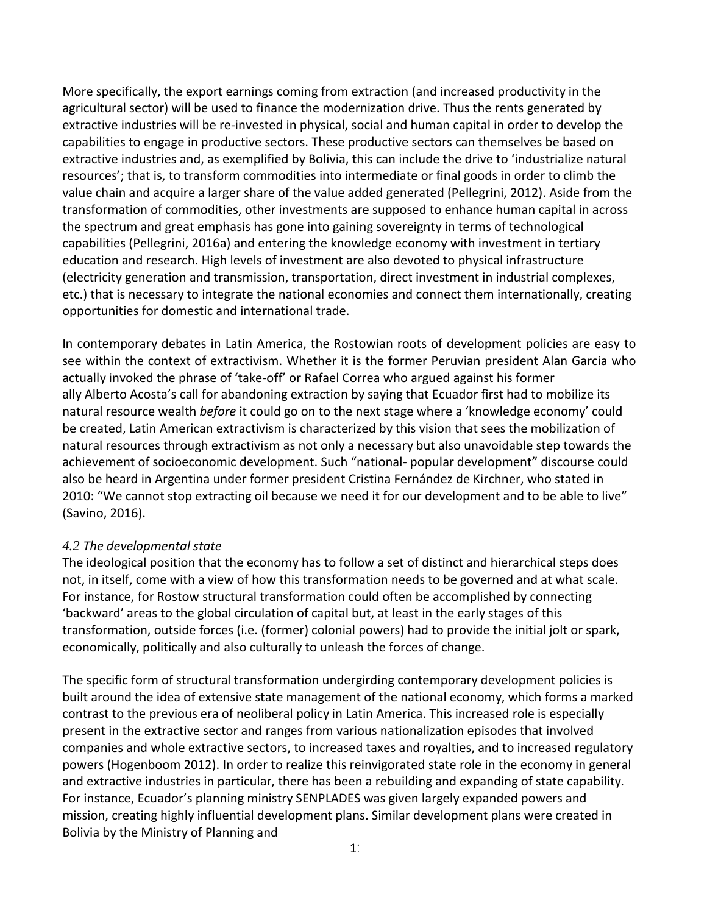More specifically, the export earnings coming from extraction (and increased productivity in the agricultural sector) will be used to finance the modernization drive. Thus the rents generated by extractive industries will be re-invested in physical, social and human capital in order to develop the capabilities to engage in productive sectors. These productive sectors can themselves be based on extractive industries and, as exemplified by Bolivia, this can include the drive to 'industrialize natural resources'; that is, to transform commodities into intermediate or final goods in order to climb the value chain and acquire a larger share of the value added generated (Pellegrini, 2012). Aside from the transformation of commodities, other investments are supposed to enhance human capital in across the spectrum and great emphasis has gone into gaining sovereignty in terms of technological capabilities (Pellegrini, 2016a) and entering the knowledge economy with investment in tertiary education and research. High levels of investment are also devoted to physical infrastructure (electricity generation and transmission, transportation, direct investment in industrial complexes, etc.) that is necessary to integrate the national economies and connect them internationally, creating opportunities for domestic and international trade.

In contemporary debates in Latin America, the Rostowian roots of development policies are easy to see within the context of extractivism. Whether it is the former Peruvian president Alan Garcia who actually invoked the phrase of 'take-off' or Rafael Correa who argued against his former ally Alberto Acosta's call for abandoning extraction by saying that Ecuador first had to mobilize its natural resource wealth *before* it could go on to the next stage where a 'knowledge economy' could be created, Latin American extractivism is characterized by this vision that sees the mobilization of natural resources through extractivism as not only a necessary but also unavoidable step towards the achievement of socioeconomic development. Such "national- popular development" discourse could also be heard in Argentina under former president Cristina Fernández de Kirchner, who stated in 2010: "We cannot stop extracting oil because we need it for our development and to be able to live" (Savino, 2016).

### *4.2 The developmental state*

The ideological position that the economy has to follow a set of distinct and hierarchical steps does not, in itself, come with a view of how this transformation needs to be governed and at what scale. For instance, for Rostow structural transformation could often be accomplished by connecting 'backward' areas to the global circulation of capital but, at least in the early stages of this transformation, outside forces (i.e. (former) colonial powers) had to provide the initial jolt or spark, economically, politically and also culturally to unleash the forces of change.

The specific form of structural transformation undergirding contemporary development policies is built around the idea of extensive state management of the national economy, which forms a marked contrast to the previous era of neoliberal policy in Latin America. This increased role is especially present in the extractive sector and ranges from various nationalization episodes that involved companies and whole extractive sectors, to increased taxes and royalties, and to increased regulatory powers (Hogenboom 2012). In order to realize this reinvigorated state role in the economy in general and extractive industries in particular, there has been a rebuilding and expanding of state capability. For instance, Ecuador's planning ministry SENPLADES was given largely expanded powers and mission, creating highly influential development plans. Similar development plans were created in Bolivia by the Ministry of Planning and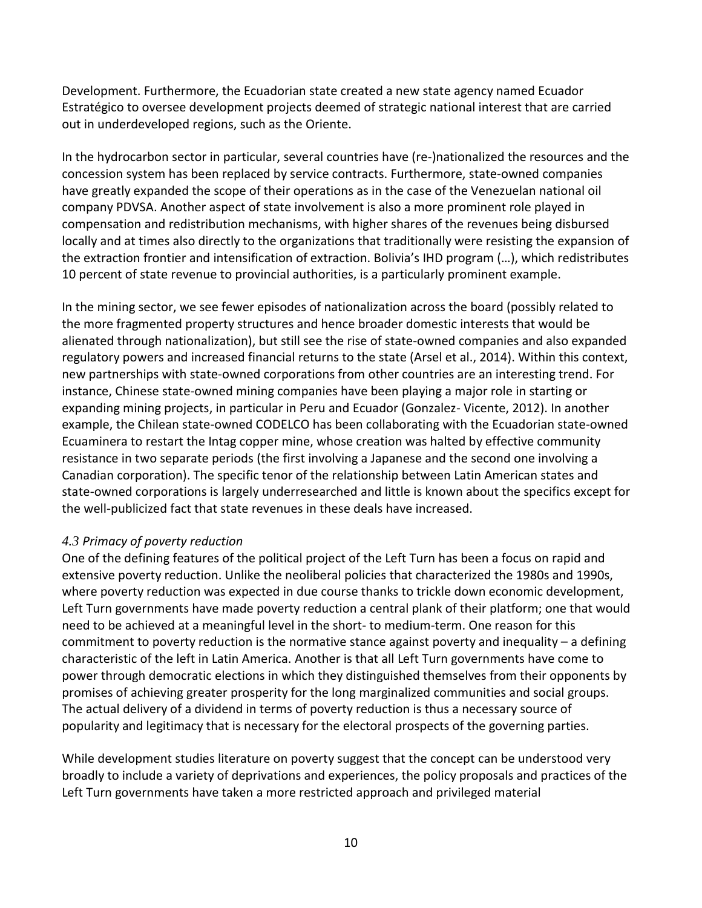Development. Furthermore, the Ecuadorian state created a new state agency named Ecuador Estratégico to oversee development projects deemed of strategic national interest that are carried out in underdeveloped regions, such as the Oriente.

In the hydrocarbon sector in particular, several countries have (re-)nationalized the resources and the concession system has been replaced by service contracts. Furthermore, state-owned companies have greatly expanded the scope of their operations as in the case of the Venezuelan national oil company PDVSA. Another aspect of state involvement is also a more prominent role played in compensation and redistribution mechanisms, with higher shares of the revenues being disbursed locally and at times also directly to the organizations that traditionally were resisting the expansion of the extraction frontier and intensification of extraction. Bolivia's IHD program (…), which redistributes 10 percent of state revenue to provincial authorities, is a particularly prominent example.

In the mining sector, we see fewer episodes of nationalization across the board (possibly related to the more fragmented property structures and hence broader domestic interests that would be alienated through nationalization), but still see the rise of state-owned companies and also expanded regulatory powers and increased financial returns to the state (Arsel et al., 2014). Within this context, new partnerships with state-owned corporations from other countries are an interesting trend. For instance, Chinese state-owned mining companies have been playing a major role in starting or expanding mining projects, in particular in Peru and Ecuador (Gonzalez- Vicente, 2012). In another example, the Chilean state-owned CODELCO has been collaborating with the Ecuadorian state-owned Ecuaminera to restart the Intag copper mine, whose creation was halted by effective community resistance in two separate periods (the first involving a Japanese and the second one involving a Canadian corporation). The specific tenor of the relationship between Latin American states and state-owned corporations is largely underresearched and little is known about the specifics except for the well-publicized fact that state revenues in these deals have increased.

### *4.3 Primacy of poverty reduction*

One of the defining features of the political project of the Left Turn has been a focus on rapid and extensive poverty reduction. Unlike the neoliberal policies that characterized the 1980s and 1990s, where poverty reduction was expected in due course thanks to trickle down economic development, Left Turn governments have made poverty reduction a central plank of their platform; one that would need to be achieved at a meaningful level in the short- to medium-term. One reason for this commitment to poverty reduction is the normative stance against poverty and inequality – a defining characteristic of the left in Latin America. Another is that all Left Turn governments have come to power through democratic elections in which they distinguished themselves from their opponents by promises of achieving greater prosperity for the long marginalized communities and social groups. The actual delivery of a dividend in terms of poverty reduction is thus a necessary source of popularity and legitimacy that is necessary for the electoral prospects of the governing parties.

While development studies literature on poverty suggest that the concept can be understood very broadly to include a variety of deprivations and experiences, the policy proposals and practices of the Left Turn governments have taken a more restricted approach and privileged material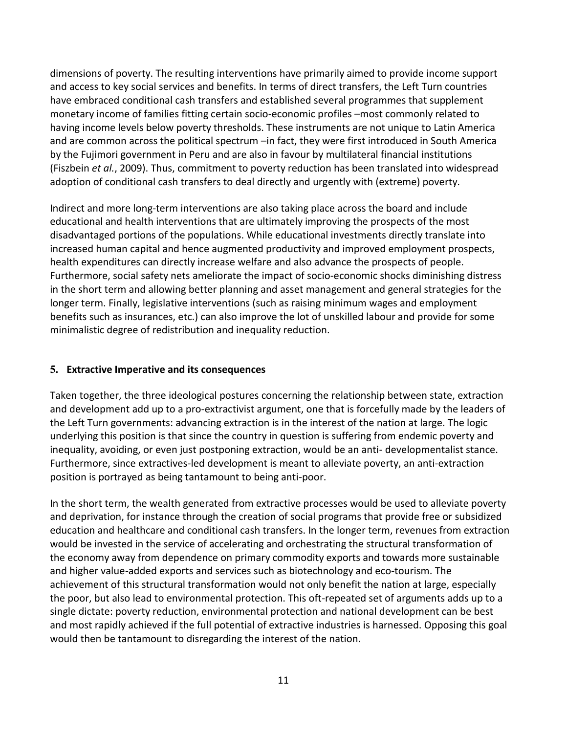dimensions of poverty. The resulting interventions have primarily aimed to provide income support and access to key social services and benefits. In terms of direct transfers, the Left Turn countries have embraced conditional cash transfers and established several programmes that supplement monetary income of families fitting certain socio-economic profiles –most commonly related to having income levels below poverty thresholds. These instruments are not unique to Latin America and are common across the political spectrum –in fact, they were first introduced in South America by the Fujimori government in Peru and are also in favour by multilateral financial institutions (Fiszbein *et al.*, 2009). Thus, commitment to poverty reduction has been translated into widespread adoption of conditional cash transfers to deal directly and urgently with (extreme) poverty.

Indirect and more long-term interventions are also taking place across the board and include educational and health interventions that are ultimately improving the prospects of the most disadvantaged portions of the populations. While educational investments directly translate into increased human capital and hence augmented productivity and improved employment prospects, health expenditures can directly increase welfare and also advance the prospects of people. Furthermore, social safety nets ameliorate the impact of socio-economic shocks diminishing distress in the short term and allowing better planning and asset management and general strategies for the longer term. Finally, legislative interventions (such as raising minimum wages and employment benefits such as insurances, etc.) can also improve the lot of unskilled labour and provide for some minimalistic degree of redistribution and inequality reduction.

## 5. Extractive Imperative and its consequences

Taken together, the three ideological postures concerning the relationship between state, extraction and development add up to a pro-extractivist argument, one that is forcefully made by the leaders of the Left Turn governments: advancing extraction is in the interest of the nation at large. The logic underlying this position is that since the country in question is suffering from endemic poverty and inequality, avoiding, or even just postponing extraction, would be an anti- developmentalist stance. Furthermore, since extractives-led development is meant to alleviate poverty, an anti-extraction position is portrayed as being tantamount to being anti-poor.

In the short term, the wealth generated from extractive processes would be used to alleviate poverty and deprivation, for instance through the creation of social programs that provide free or subsidized education and healthcare and conditional cash transfers. In the longer term, revenues from extraction would be invested in the service of accelerating and orchestrating the structural transformation of the economy away from dependence on primary commodity exports and towards more sustainable and higher value-added exports and services such as biotechnology and eco-tourism. The achievement of this structural transformation would not only benefit the nation at large, especially the poor, but also lead to environmental protection. This oft-repeated set of arguments adds up to a single dictate: poverty reduction, environmental protection and national development can be best and most rapidly achieved if the full potential of extractive industries is harnessed. Opposing this goal would then be tantamount to disregarding the interest of the nation.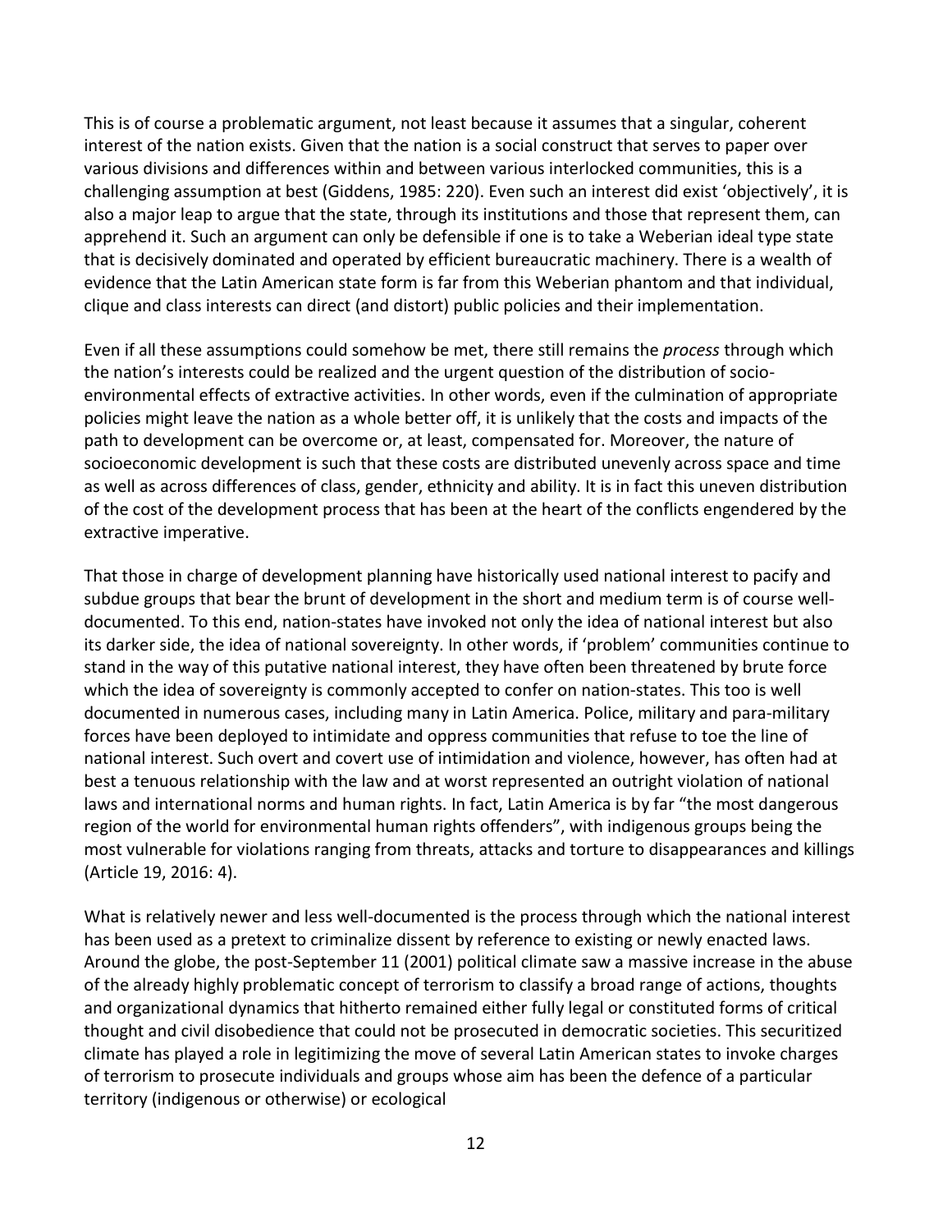This is of course a problematic argument, not least because it assumes that a singular, coherent interest of the nation exists. Given that the nation is a social construct that serves to paper over various divisions and differences within and between various interlocked communities, this is a challenging assumption at best (Giddens, 1985: 220). Even such an interest did exist 'objectively', it is also a major leap to argue that the state, through its institutions and those that represent them, can apprehend it. Such an argument can only be defensible if one is to take a Weberian ideal type state that is decisively dominated and operated by efficient bureaucratic machinery. There is a wealth of evidence that the Latin American state form is far from this Weberian phantom and that individual, clique and class interests can direct (and distort) public policies and their implementation.

Even if all these assumptions could somehow be met, there still remains the *process* through which the nation's interests could be realized and the urgent question of the distribution of socio-environmental effects of extractive activities. In other words, even if the culmination of appropriate policies might leave the nation as a whole better off, it is unlikely that the costs and impacts of the path to development can be overcome or, at least, compensated for. Moreover, the nature of socioeconomic development is such that these costs are distributed unevenly across space and time as well as across differences of class, gender, ethnicity and ability. It is in fact this uneven distribution of the cost of the development process that has been at the heart of the conflicts engendered by the extractive imperative.

That those in charge of development planning have historically used national interest to pacify and subdue groups that bear the brunt of development in the short and medium term is of course well-documented. To this end, nation-states have invoked not only the idea of national interest but also its darker side, the idea of national sovereignty. In other words, if 'problem' communities continue to stand in the way of this putative national interest, they have often been threatened by brute force which the idea of sovereignty is commonly accepted to confer on nation-states. This too is well documented in numerous cases, including many in Latin America. Police, military and para-military forces have been deployed to intimidate and oppress communities that refuse to toe the line of national interest. Such overt and covert use of intimidation and violence, however, has often had at best a tenuous relationship with the law and at worst represented an outright violation of national laws and international norms and human rights. In fact, Latin America is by far "the most dangerous region of the world for environmental human rights offenders", with indigenous groups being the most vulnerable for violations ranging from threats, attacks and torture to disappearances and killings (Article 19, 2016: 4).

What is relatively newer and less well-documented is the process through which the national interest has been used as a pretext to criminalize dissent by reference to existing or newly enacted laws. Around the globe, the post-September 11 (2001) political climate saw a massive increase in the abuse of the already highly problematic concept of terrorism to classify a broad range of actions, thoughts and organizational dynamics that hitherto remained either fully legal or constituted forms of critical thought and civil disobedience that could not be prosecuted in democratic societies. This securitized climate has played a role in legitimizing the move of several Latin American states to invoke charges of terrorism to prosecute individuals and groups whose aim has been the defence of a particular territory (indigenous or otherwise) or ecological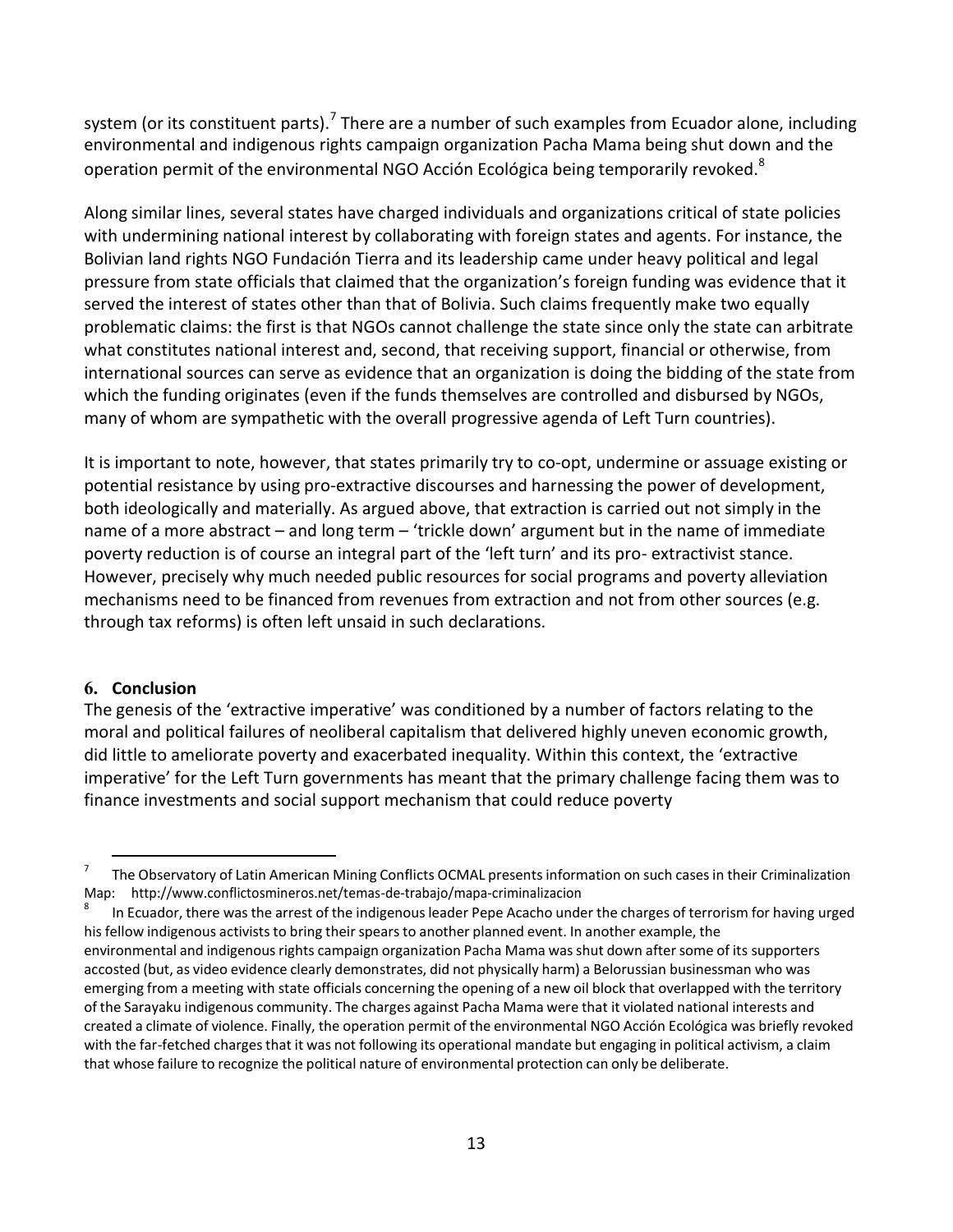system (or its constituent parts).[7] There are a number of such examples from Ecuador alone, including environmental and indigenous rights campaign organization Pacha Mama being shut down and the operation permit of the environmental NGO Acción Ecológica being temporarily revoked.[8]

Along similar lines, several states have charged individuals and organizations critical of state policies with undermining national interest by collaborating with foreign states and agents. For instance, the Bolivian land rights NGO Fundación Tierra and its leadership came under heavy political and legal pressure from state officials that claimed that the organization's foreign funding was evidence that it served the interest of states other than that of Bolivia. Such claims frequently make two equally problematic claims: the first is that NGOs cannot challenge the state since only the state can arbitrate what constitutes national interest and, second, that receiving support, financial or otherwise, from international sources can serve as evidence that an organization is doing the bidding of the state from which the funding originates (even if the funds themselves are controlled and disbursed by NGOs, many of whom are sympathetic with the overall progressive agenda of Left Turn countries).

It is important to note, however, that states primarily try to co-opt, undermine or assuage existing or potential resistance by using pro-extractive discourses and harnessing the power of development, both ideologically and materially. As argued above, that extraction is carried out not simply in the name of a more abstract – and long term – 'trickle down' argument but in the name of immediate poverty reduction is of course an integral part of the 'left turn' and its pro- extractivist stance. However, precisely why much needed public resources for social programs and poverty alleviation mechanisms need to be financed from revenues from extraction and not from other sources (e.g. through tax reforms) is often left unsaid in such declarations.

## 6. Conclusion

The genesis of the 'extractive imperative' was conditioned by a number of factors relating to the moral and political failures of neoliberal capitalism that delivered highly uneven economic growth, did little to ameliorate poverty and exacerbated inequality. Within this context, the 'extractive imperative' for the Left Turn governments has meant that the primary challenge facing them was to finance investments and social support mechanism that could reduce poverty

---

[7] The Observatory of Latin American Mining Conflicts OCMAL presents information on such cases in their Criminalization Map: http://www.conflictosmineros.net/temas-de-trabajo/mapa-criminalizacion

[8] In Ecuador, there was the arrest of the indigenous leader Pepe Acacho under the charges of terrorism for having urged his fellow indigenous activists to bring their spears to another planned event. In another example, the environmental and indigenous rights campaign organization Pacha Mama was shut down after some of its supporters accosted (but, as video evidence clearly demonstrates, did not physically harm) a Belorussian businessman who was emerging from a meeting with state officials concerning the opening of a new oil block that overlapped with the territory of the Sarayaku indigenous community. The charges against Pacha Mama were that it violated national interests and created a climate of violence. Finally, the operation permit of the environmental NGO Acción Ecológica was briefly revoked with the far-fetched charges that it was not following its operational mandate but engaging in political activism, a claim that whose failure to recognize the political nature of environmental protection can only be deliberate.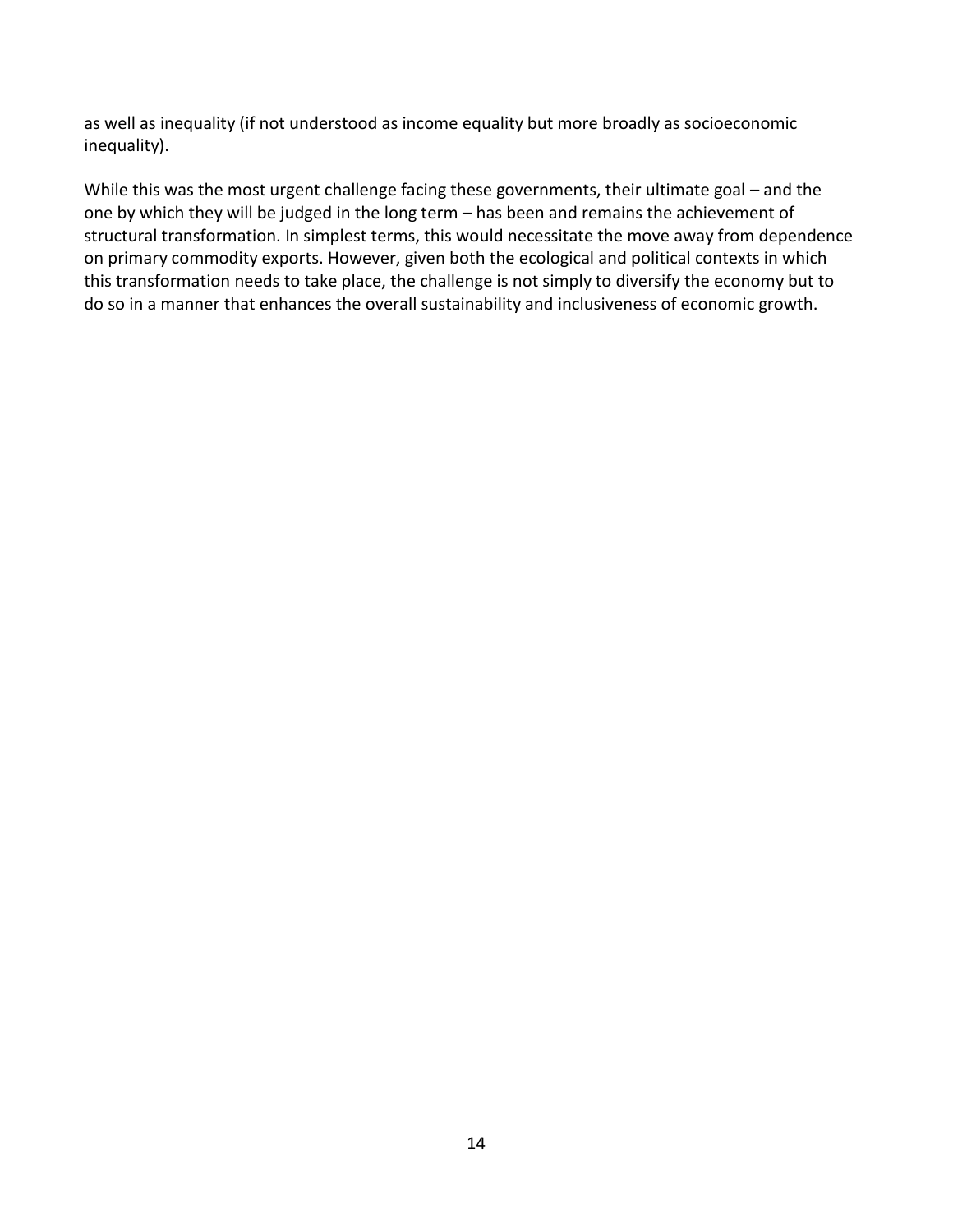as well as inequality (if not understood as income equality but more broadly as socioeconomic inequality).

While this was the most urgent challenge facing these governments, their ultimate goal – and the one by which they will be judged in the long term – has been and remains the achievement of structural transformation. In simplest terms, this would necessitate the move away from dependence on primary commodity exports. However, given both the ecological and political contexts in which this transformation needs to take place, the challenge is not simply to diversify the economy but to do so in a manner that enhances the overall sustainability and inclusiveness of economic growth.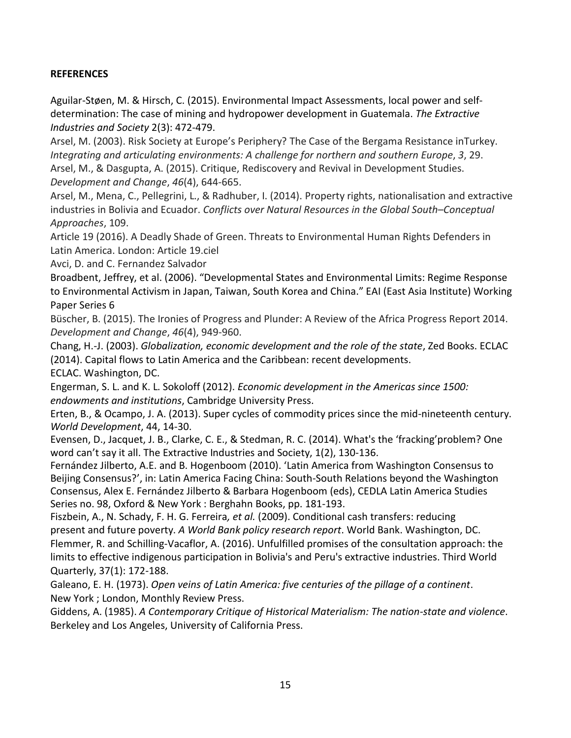**REFERENCES**

Aguilar-Støen, M. & Hirsch, C. (2015). Environmental Impact Assessments, local power and self-determination: The case of mining and hydropower development in Guatemala. *The Extractive Industries and Society* 2(3): 472-479.

Arsel, M. (2003). Risk Society at Europe's Periphery? The Case of the Bergama Resistance inTurkey. *Integrating and articulating environments: A challenge for northern and southern Europe*, *3*, 29.

Arsel, M., & Dasgupta, A. (2015). Critique, Rediscovery and Revival in Development Studies. *Development and Change*, *46*(4), 644-665.

Arsel, M., Mena, C., Pellegrini, L., & Radhuber, I. (2014). Property rights, nationalisation and extractive industries in Bolivia and Ecuador. *Conflicts over Natural Resources in the Global South–Conceptual Approaches*, 109.

Article 19 (2016). A Deadly Shade of Green. Threats to Environmental Human Rights Defenders in Latin America. London: Article 19.ciel

Avci, D. and C. Fernandez Salvador

Broadbent, Jeffrey, et al. (2006). "Developmental States and Environmental Limits: Regime Response to Environmental Activism in Japan, Taiwan, South Korea and China." EAI (East Asia Institute) Working Paper Series 6

Büscher, B. (2015). The Ironies of Progress and Plunder: A Review of the Africa Progress Report 2014. *Development and Change*, *46*(4), 949-960.

Chang, H.-J. (2003). *Globalization, economic development and the role of the state*, Zed Books. ECLAC (2014). Capital flows to Latin America and the Caribbean: recent developments.
ECLAC. Washington, DC.

Engerman, S. L. and K. L. Sokoloff (2012). *Economic development in the Americas since 1500: endowments and institutions*, Cambridge University Press.

Erten, B., & Ocampo, J. A. (2013). Super cycles of commodity prices since the mid-nineteenth century. *World Development*, 44, 14-30.

Evensen, D., Jacquet, J. B., Clarke, C. E., & Stedman, R. C. (2014). What's the 'fracking'problem? One word can't say it all. The Extractive Industries and Society, 1(2), 130-136.

Fernández Jilberto, A.E. and B. Hogenboom (2010). 'Latin America from Washington Consensus to Beijing Consensus?', in: Latin America Facing China: South-South Relations beyond the Washington Consensus, Alex E. Fernández Jilberto & Barbara Hogenboom (eds), CEDLA Latin America Studies Series no. 98, Oxford & New York : Berghahn Books, pp. 181-193.

Fiszbein, A., N. Schady, F. H. G. Ferreira*, et al.* (2009). Conditional cash transfers: reducing present and future poverty. *A World Bank policy research report*. World Bank. Washington, DC.

Flemmer, R. and Schilling-Vacaflor, A. (2016). Unfulfilled promises of the consultation approach: the limits to effective indigenous participation in Bolivia's and Peru's extractive industries. Third World Quarterly, 37(1): 172-188.

Galeano, E. H. (1973). *Open veins of Latin America: five centuries of the pillage of a continent*. New York ; London, Monthly Review Press.

Giddens, A. (1985). *A Contemporary Critique of Historical Materialism: The nation-state and violence*. Berkeley and Los Angeles, University of California Press.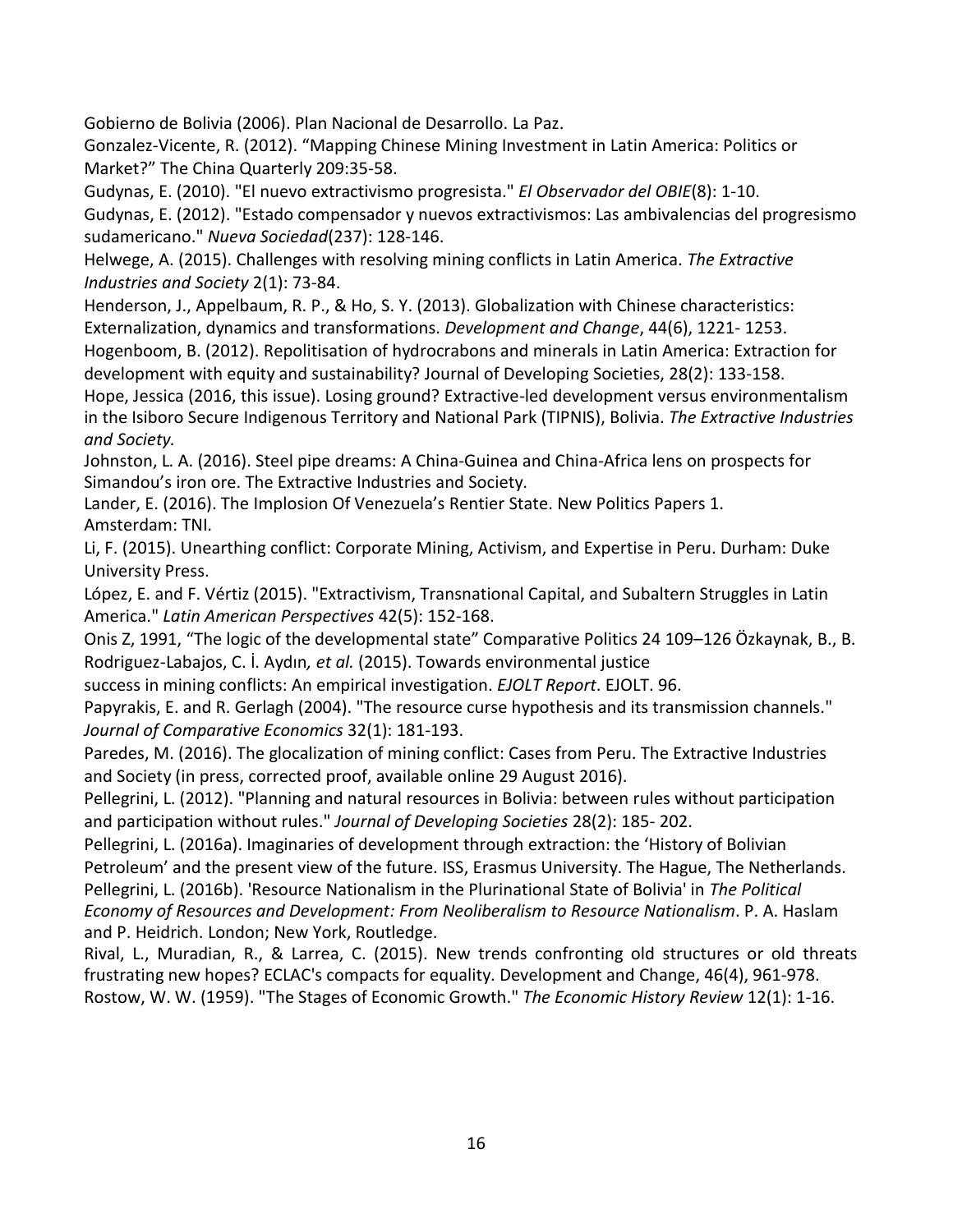Gobierno de Bolivia (2006). Plan Nacional de Desarrollo. La Paz.

Gonzalez-Vicente, R. (2012). "Mapping Chinese Mining Investment in Latin America: Politics or Market?" The China Quarterly 209:35-58.

Gudynas, E. (2010). "El nuevo extractivismo progresista." *El Observador del OBIE*(8): 1-10.

Gudynas, E. (2012). "Estado compensador y nuevos extractivismos: Las ambivalencias del progresismo sudamericano." *Nueva Sociedad*(237): 128-146.

Helwege, A. (2015). Challenges with resolving mining conflicts in Latin America. *The Extractive Industries and Society* 2(1): 73-84.

Henderson, J., Appelbaum, R. P., & Ho, S. Y. (2013). Globalization with Chinese characteristics: Externalization, dynamics and transformations. *Development and Change*, 44(6), 1221- 1253.

Hogenboom, B. (2012). Repolitisation of hydrocrabons and minerals in Latin America: Extraction for development with equity and sustainability? Journal of Developing Societies, 28(2): 133-158.

Hope, Jessica (2016, this issue). Losing ground? Extractive-led development versus environmentalism in the Isiboro Secure Indigenous Territory and National Park (TIPNIS), Bolivia. *The Extractive Industries and Society.*

Johnston, L. A. (2016). Steel pipe dreams: A China-Guinea and China-Africa lens on prospects for Simandou's iron ore. The Extractive Industries and Society.

Lander, E. (2016). The Implosion Of Venezuela's Rentier State. New Politics Papers 1. Amsterdam: TNI.

Li, F. (2015). Unearthing conflict: Corporate Mining, Activism, and Expertise in Peru. Durham: Duke University Press.

López, E. and F. Vértiz (2015). "Extractivism, Transnational Capital, and Subaltern Struggles in Latin America." *Latin American Perspectives* 42(5): 152-168.

Onis Z, 1991, "The logic of the developmental state" Comparative Politics 24 109–126 Özkaynak, B., B. Rodriguez-Labajos, C. İ. Aydın*, et al.* (2015). Towards environmental justice success in mining conflicts: An empirical investigation. *EJOLT Report*. EJOLT. 96.

Papyrakis, E. and R. Gerlagh (2004). "The resource curse hypothesis and its transmission channels." *Journal of Comparative Economics* 32(1): 181-193.

Paredes, M. (2016). The glocalization of mining conflict: Cases from Peru. The Extractive Industries and Society (in press, corrected proof, available online 29 August 2016).

Pellegrini, L. (2012). "Planning and natural resources in Bolivia: between rules without participation and participation without rules." *Journal of Developing Societies* 28(2): 185- 202.

Pellegrini, L. (2016a). Imaginaries of development through extraction: the 'History of Bolivian Petroleum' and the present view of the future. ISS, Erasmus University. The Hague, The Netherlands.

Pellegrini, L. (2016b). 'Resource Nationalism in the Plurinational State of Bolivia' in *The Political Economy of Resources and Development: From Neoliberalism to Resource Nationalism*. P. A. Haslam and P. Heidrich. London; New York, Routledge.

Rival, L., Muradian, R., & Larrea, C. (2015). New trends confronting old structures or old threats frustrating new hopes? ECLAC's compacts for equality. Development and Change, 46(4), 961-978.

Rostow, W. W. (1959). "The Stages of Economic Growth." *The Economic History Review* 12(1): 1-16.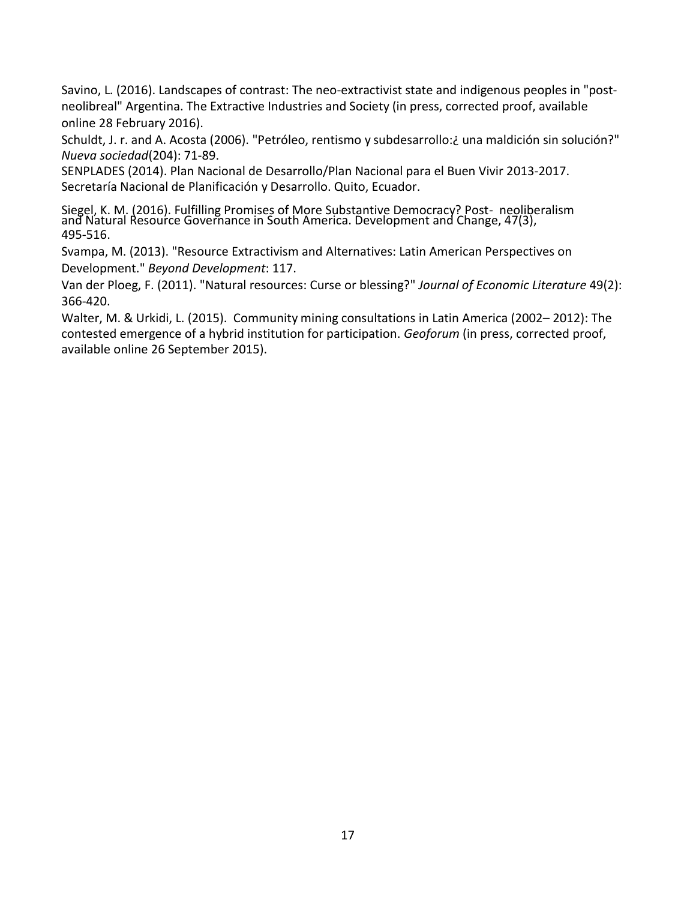Savino, L. (2016). Landscapes of contrast: The neo-extractivist state and indigenous peoples in "post-neolibreal" Argentina. The Extractive Industries and Society (in press, corrected proof, available online 28 February 2016).

Schuldt, J. r. and A. Acosta (2006). "Petróleo, rentismo y subdesarrollo:¿ una maldición sin solución?" *Nueva sociedad*(204): 71-89.

SENPLADES (2014). Plan Nacional de Desarrollo/Plan Nacional para el Buen Vivir 2013-2017. Secretaría Nacional de Planificación y Desarrollo. Quito, Ecuador.

Siegel, K. M. (2016). Fulfilling Promises of More Substantive Democracy? Post- neoliberalism and Natural Resource Governance in South America. Development and Change, 47(3), 495-516.

Svampa, M. (2013). "Resource Extractivism and Alternatives: Latin American Perspectives on Development." *Beyond Development*: 117.

Van der Ploeg, F. (2011). "Natural resources: Curse or blessing?" *Journal of Economic Literature* 49(2): 366-420.

Walter, M. & Urkidi, L. (2015). Community mining consultations in Latin America (2002– 2012): The contested emergence of a hybrid institution for participation. *Geoforum* (in press, corrected proof, available online 26 September 2015).